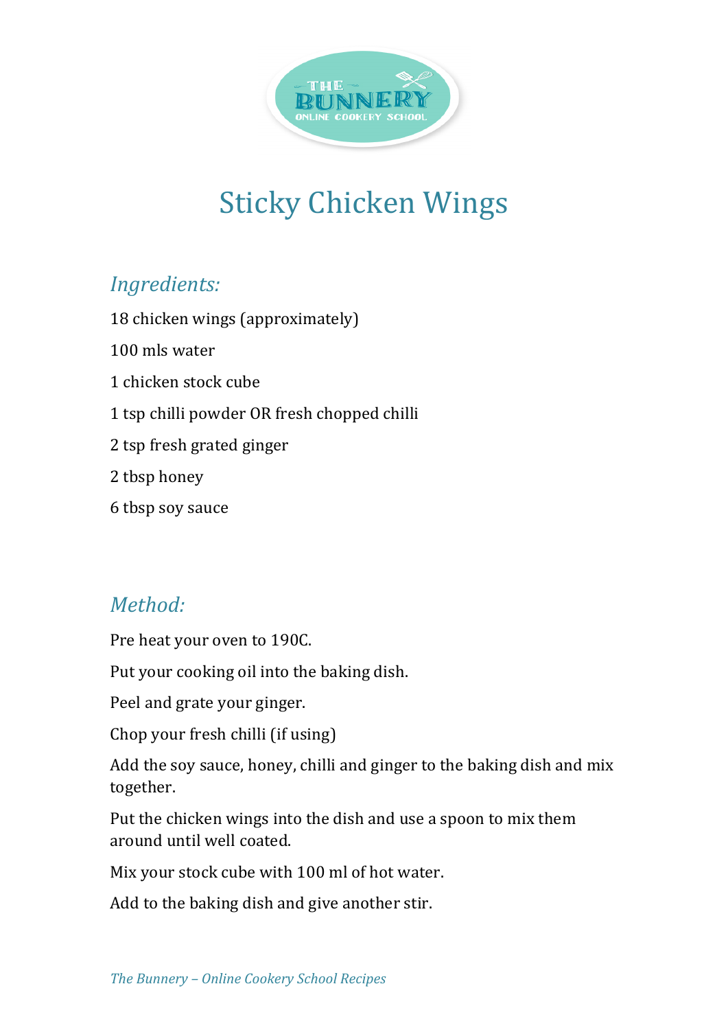# Sticky Chicken Wings

## *Ingredients:*

18 chicken wings (approximately)

100 mls water

1 chicken stock cube

1 tsp chilli powder OR fresh chopped chilli

2 tsp fresh grated ginger

2 tbsp honey

6 tbsp soy sauce

## *Method:*

Pre heat your oven to 190C.

Put your cooking oil into the baking dish.

Peel and grate your ginger.

Chop your fresh chilli (if using)

Add the soy sauce, honey, chilli and ginger to the baking dish and mix together.

Put the chicken wings into the dish and use a spoon to mix them around until well coated.

Mix your stock cube with 100 ml of hot water.

Add to the baking dish and give another stir.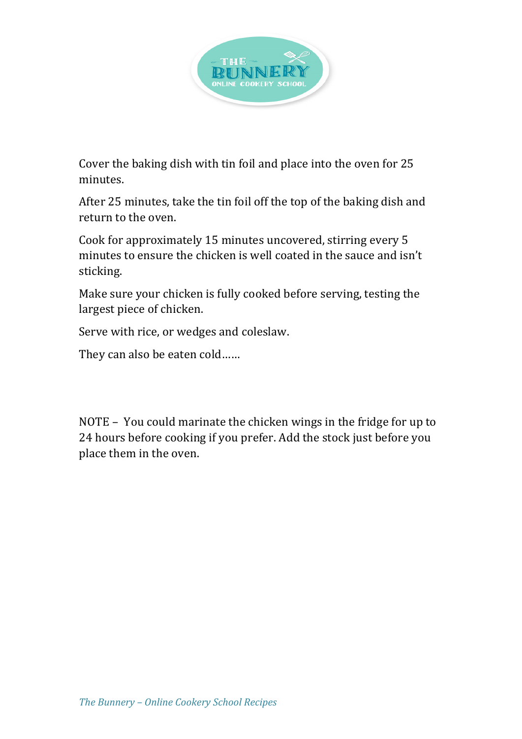Cover the baking dish with tin foil and place into the oven for 25 minutes.

After 25 minutes, take the tin foil off the top of the baking dish and return to the oven.

Cook for approximately 15 minutes uncovered, stirring every 5 minutes to ensure the chicken is well coated in the sauce and isn't sticking.

Make sure your chicken is fully cooked before serving, testing the largest piece of chicken.

Serve with rice, or wedges and coleslaw.

They can also be eaten cold……

NOTE – You could marinate the chicken wings in the fridge for up to 24 hours before cooking if you prefer. Add the stock just before you place them in the oven.